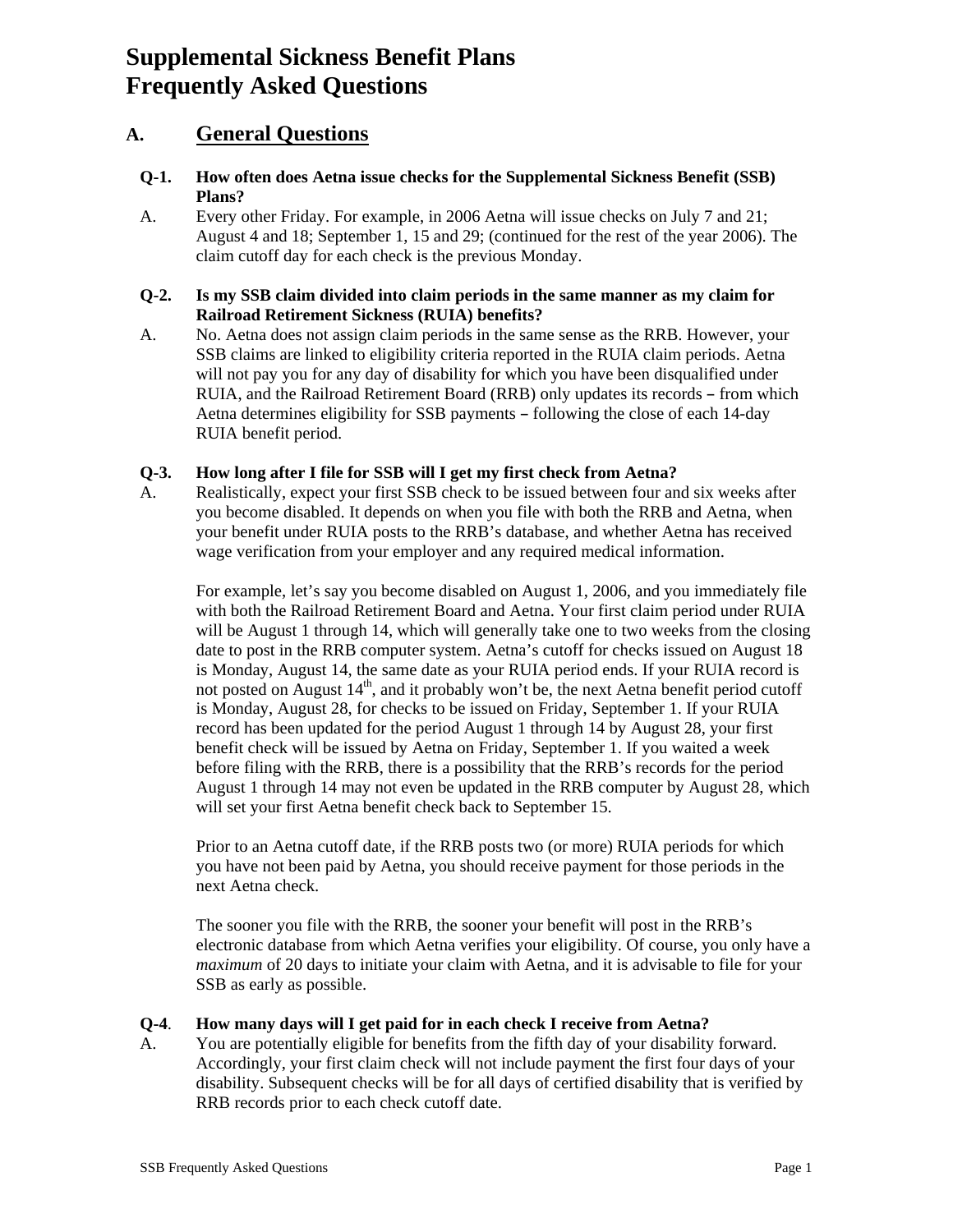# Supplemental Sickness Benefit Plans
# Frequently Asked Questions

## A. General Questions

**Q-1. How often does Aetna issue checks for the Supplemental Sickness Benefit (SSB) Plans?**

A. Every other Friday. For example, in 2006 Aetna will issue checks on July 7 and 21; August 4 and 18; September 1, 15 and 29; (continued for the rest of the year 2006). The claim cutoff day for each check is the previous Monday.

**Q-2. Is my SSB claim divided into claim periods in the same manner as my claim for Railroad Retirement Sickness (RUIA) benefits?**

A. No. Aetna does not assign claim periods in the same sense as the RRB. However, your SSB claims are linked to eligibility criteria reported in the RUIA claim periods. Aetna will not pay you for any day of disability for which you have been disqualified under RUIA, and the Railroad Retirement Board (RRB) only updates its records – from which Aetna determines eligibility for SSB payments – following the close of each 14-day RUIA benefit period.

**Q-3. How long after I file for SSB will I get my first check from Aetna?**

A. Realistically, expect your first SSB check to be issued between four and six weeks after you become disabled. It depends on when you file with both the RRB and Aetna, when your benefit under RUIA posts to the RRB's database, and whether Aetna has received wage verification from your employer and any required medical information.

For example, let's say you become disabled on August 1, 2006, and you immediately file with both the Railroad Retirement Board and Aetna. Your first claim period under RUIA will be August 1 through 14, which will generally take one to two weeks from the closing date to post in the RRB computer system. Aetna's cutoff for checks issued on August 18 is Monday, August 14, the same date as your RUIA period ends. If your RUIA record is not posted on August 14th, and it probably won't be, the next Aetna benefit period cutoff is Monday, August 28, for checks to be issued on Friday, September 1. If your RUIA record has been updated for the period August 1 through 14 by August 28, your first benefit check will be issued by Aetna on Friday, September 1. If you waited a week before filing with the RRB, there is a possibility that the RRB's records for the period August 1 through 14 may not even be updated in the RRB computer by August 28, which will set your first Aetna benefit check back to September 15.

Prior to an Aetna cutoff date, if the RRB posts two (or more) RUIA periods for which you have not been paid by Aetna, you should receive payment for those periods in the next Aetna check.

The sooner you file with the RRB, the sooner your benefit will post in the RRB's electronic database from which Aetna verifies your eligibility. Of course, you only have a *maximum* of 20 days to initiate your claim with Aetna, and it is advisable to file for your SSB as early as possible.

**Q-4. How many days will I get paid for in each check I receive from Aetna?**

A. You are potentially eligible for benefits from the fifth day of your disability forward. Accordingly, your first claim check will not include payment the first four days of your disability. Subsequent checks will be for all days of certified disability that is verified by RRB records prior to each check cutoff date.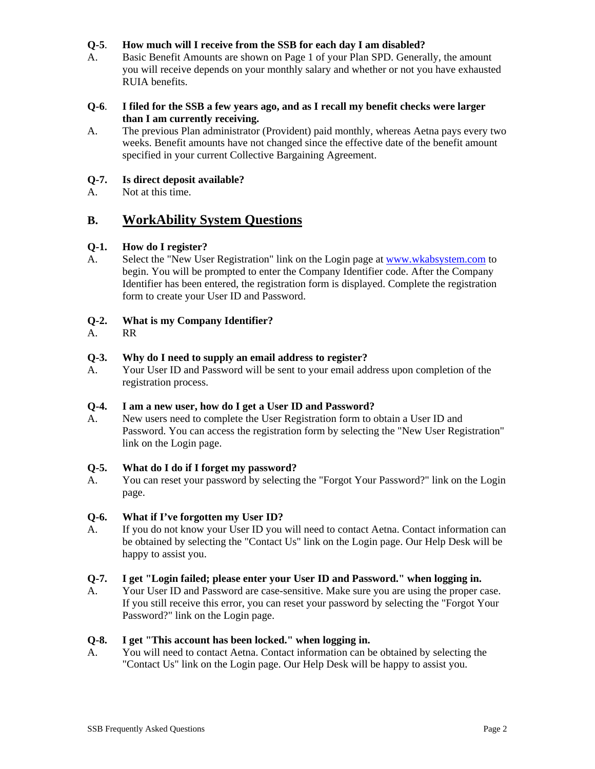**Q-5**. **How much will I receive from the SSB for each day I am disabled?**

A. Basic Benefit Amounts are shown on Page 1 of your Plan SPD. Generally, the amount you will receive depends on your monthly salary and whether or not you have exhausted RUIA benefits.

**Q-6**. **I filed for the SSB a few years ago, and as I recall my benefit checks were larger than I am currently receiving.**

A. The previous Plan administrator (Provident) paid monthly, whereas Aetna pays every two weeks. Benefit amounts have not changed since the effective date of the benefit amount specified in your current Collective Bargaining Agreement.

**Q-7. Is direct deposit available?**

A. Not at this time.

## B. <u>WorkAbility System Questions</u>

**Q-1. How do I register?**

A. Select the "New User Registration" link on the Login page at [www.wkabsystem.com](http://www.wkabsystem.com) to begin. You will be prompted to enter the Company Identifier code. After the Company Identifier has been entered, the registration form is displayed. Complete the registration form to create your User ID and Password.

**Q-2. What is my Company Identifier?**

A. RR

**Q-3. Why do I need to supply an email address to register?**

A. Your User ID and Password will be sent to your email address upon completion of the registration process.

**Q-4. I am a new user, how do I get a User ID and Password?**

A. New users need to complete the User Registration form to obtain a User ID and Password. You can access the registration form by selecting the "New User Registration" link on the Login page.

**Q-5. What do I do if I forget my password?**

A. You can reset your password by selecting the "Forgot Your Password?" link on the Login page.

**Q-6. What if I've forgotten my User ID?**

A. If you do not know your User ID you will need to contact Aetna. Contact information can be obtained by selecting the "Contact Us" link on the Login page. Our Help Desk will be happy to assist you.

**Q-7. I get "Login failed; please enter your User ID and Password." when logging in.**

A. Your User ID and Password are case-sensitive. Make sure you are using the proper case. If you still receive this error, you can reset your password by selecting the "Forgot Your Password?" link on the Login page.

**Q-8. I get "This account has been locked." when logging in.**

A. You will need to contact Aetna. Contact information can be obtained by selecting the "Contact Us" link on the Login page. Our Help Desk will be happy to assist you.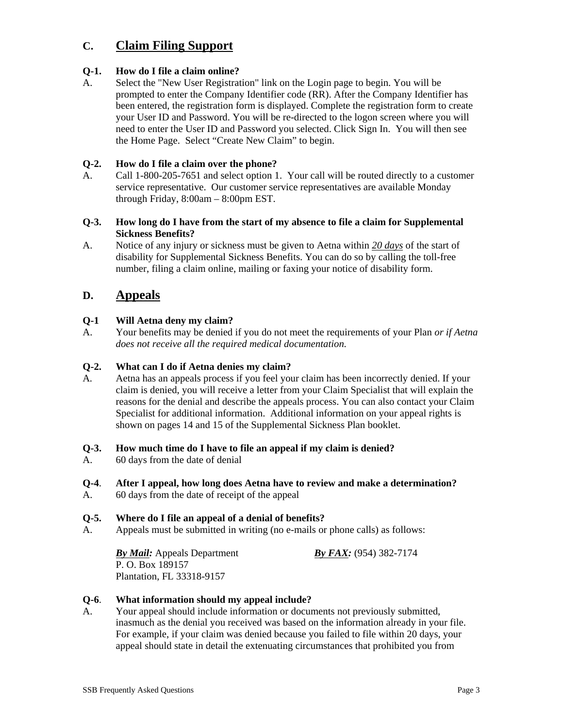## C. Claim Filing Support

**Q-1. How do I file a claim online?**

A. Select the "New User Registration" link on the Login page to begin. You will be prompted to enter the Company Identifier code (RR). After the Company Identifier has been entered, the registration form is displayed. Complete the registration form to create your User ID and Password. You will be re-directed to the logon screen where you will need to enter the User ID and Password you selected. Click Sign In. You will then see the Home Page. Select "Create New Claim" to begin.

**Q-2. How do I file a claim over the phone?**

A. Call 1-800-205-7651 and select option 1. Your call will be routed directly to a customer service representative. Our customer service representatives are available Monday through Friday, 8:00am – 8:00pm EST.

**Q-3. How long do I have from the start of my absence to file a claim for Supplemental Sickness Benefits?**

A. Notice of any injury or sickness must be given to Aetna within ***20 days*** of the start of disability for Supplemental Sickness Benefits. You can do so by calling the toll-free number, filing a claim online, mailing or faxing your notice of disability form.

## D. Appeals

**Q-1 Will Aetna deny my claim?**

A. Your benefits may be denied if you do not meet the requirements of your Plan *or if Aetna does not receive all the required medical documentation.*

**Q-2. What can I do if Aetna denies my claim?**

A. Aetna has an appeals process if you feel your claim has been incorrectly denied. If your claim is denied, you will receive a letter from your Claim Specialist that will explain the reasons for the denial and describe the appeals process. You can also contact your Claim Specialist for additional information. Additional information on your appeal rights is shown on pages 14 and 15 of the Supplemental Sickness Plan booklet.

**Q-3. How much time do I have to file an appeal if my claim is denied?**

A. 60 days from the date of denial

**Q-4. After I appeal, how long does Aetna have to review and make a determination?**

A. 60 days from the date of receipt of the appeal

**Q-5. Where do I file an appeal of a denial of benefits?**

A. Appeals must be submitted in writing (no e-mails or phone calls) as follows:

***By Mail:*** Appeals Department
P. O. Box 189157
Plantation, FL 33318-9157

***By FAX:*** (954) 382-7174

**Q-6. What information should my appeal include?**

A. Your appeal should include information or documents not previously submitted, inasmuch as the denial you received was based on the information already in your file. For example, if your claim was denied because you failed to file within 20 days, your appeal should state in detail the extenuating circumstances that prohibited you from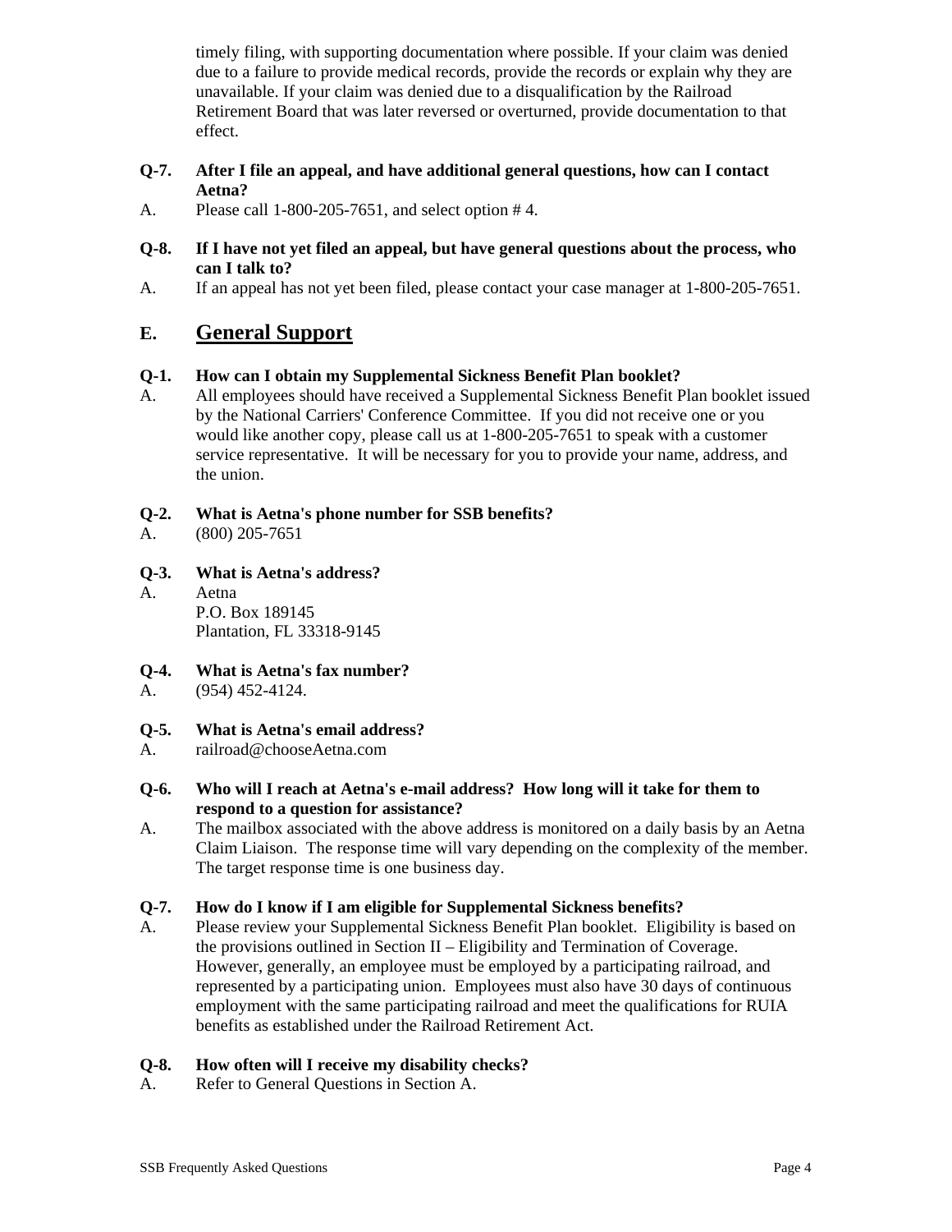timely filing, with supporting documentation where possible. If your claim was denied due to a failure to provide medical records, provide the records or explain why they are unavailable. If your claim was denied due to a disqualification by the Railroad Retirement Board that was later reversed or overturned, provide documentation to that effect.

**Q-7. After I file an appeal, and have additional general questions, how can I contact Aetna?**

A. Please call 1-800-205-7651, and select option # 4.

**Q-8. If I have not yet filed an appeal, but have general questions about the process, who can I talk to?**

A. If an appeal has not yet been filed, please contact your case manager at 1-800-205-7651.

## E. General Support

**Q-1. How can I obtain my Supplemental Sickness Benefit Plan booklet?**

A. All employees should have received a Supplemental Sickness Benefit Plan booklet issued by the National Carriers' Conference Committee. If you did not receive one or you would like another copy, please call us at 1-800-205-7651 to speak with a customer service representative. It will be necessary for you to provide your name, address, and the union.

**Q-2. What is Aetna's phone number for SSB benefits?**

A. (800) 205-7651

**Q-3. What is Aetna's address?**

A. Aetna
P.O. Box 189145
Plantation, FL 33318-9145

**Q-4. What is Aetna's fax number?**

A. (954) 452-4124.

**Q-5. What is Aetna's email address?**

A. railroad@chooseAetna.com

**Q-6. Who will I reach at Aetna's e-mail address? How long will it take for them to respond to a question for assistance?**

A. The mailbox associated with the above address is monitored on a daily basis by an Aetna Claim Liaison. The response time will vary depending on the complexity of the member. The target response time is one business day.

**Q-7. How do I know if I am eligible for Supplemental Sickness benefits?**

A. Please review your Supplemental Sickness Benefit Plan booklet. Eligibility is based on the provisions outlined in Section II – Eligibility and Termination of Coverage. However, generally, an employee must be employed by a participating railroad, and represented by a participating union. Employees must also have 30 days of continuous employment with the same participating railroad and meet the qualifications for RUIA benefits as established under the Railroad Retirement Act.

**Q-8. How often will I receive my disability checks?**

A. Refer to General Questions in Section A.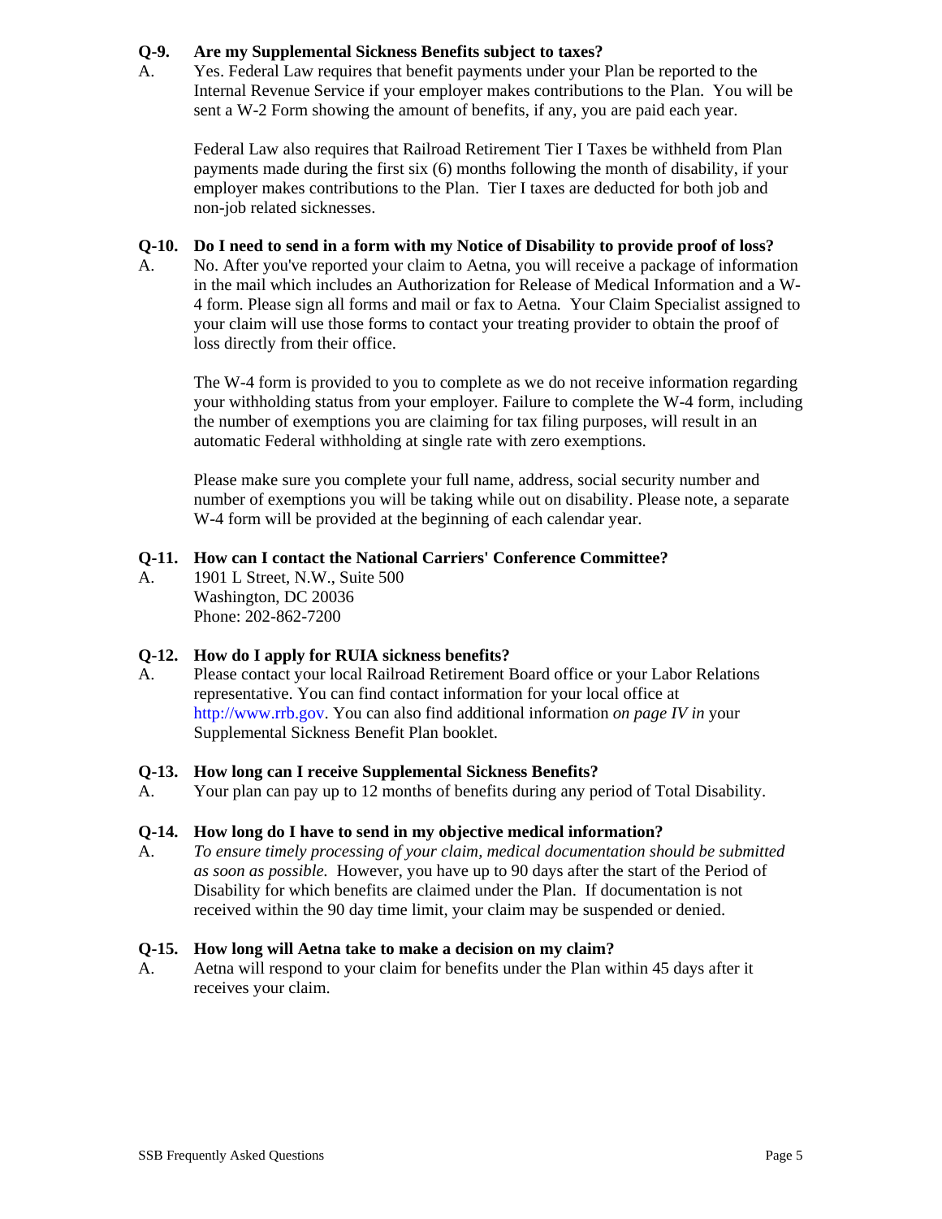**Q-9. Are my Supplemental Sickness Benefits subject to taxes?**

A. Yes. Federal Law requires that benefit payments under your Plan be reported to the Internal Revenue Service if your employer makes contributions to the Plan. You will be sent a W-2 Form showing the amount of benefits, if any, you are paid each year.

Federal Law also requires that Railroad Retirement Tier I Taxes be withheld from Plan payments made during the first six (6) months following the month of disability, if your employer makes contributions to the Plan. Tier I taxes are deducted for both job and non-job related sicknesses.

**Q-10. Do I need to send in a form with my Notice of Disability to provide proof of loss?**

A. No. After you've reported your claim to Aetna, you will receive a package of information in the mail which includes an Authorization for Release of Medical Information and a W-4 form. Please sign all forms and mail or fax to Aetna. Your Claim Specialist assigned to your claim will use those forms to contact your treating provider to obtain the proof of loss directly from their office.

The W-4 form is provided to you to complete as we do not receive information regarding your withholding status from your employer. Failure to complete the W-4 form, including the number of exemptions you are claiming for tax filing purposes, will result in an automatic Federal withholding at single rate with zero exemptions.

Please make sure you complete your full name, address, social security number and number of exemptions you will be taking while out on disability. Please note, a separate W-4 form will be provided at the beginning of each calendar year.

**Q-11. How can I contact the National Carriers' Conference Committee?**

A. 1901 L Street, N.W., Suite 500
Washington, DC 20036
Phone: 202-862-7200

**Q-12. How do I apply for RUIA sickness benefits?**

A. Please contact your local Railroad Retirement Board office or your Labor Relations representative. You can find contact information for your local office at http://www.rrb.gov. You can also find additional information *on page IV in* your Supplemental Sickness Benefit Plan booklet.

**Q-13. How long can I receive Supplemental Sickness Benefits?**

A. Your plan can pay up to 12 months of benefits during any period of Total Disability.

**Q-14. How long do I have to send in my objective medical information?**

A. *To ensure timely processing of your claim, medical documentation should be submitted as soon as possible.* However, you have up to 90 days after the start of the Period of Disability for which benefits are claimed under the Plan. If documentation is not received within the 90 day time limit, your claim may be suspended or denied.

**Q-15. How long will Aetna take to make a decision on my claim?**

A. Aetna will respond to your claim for benefits under the Plan within 45 days after it receives your claim.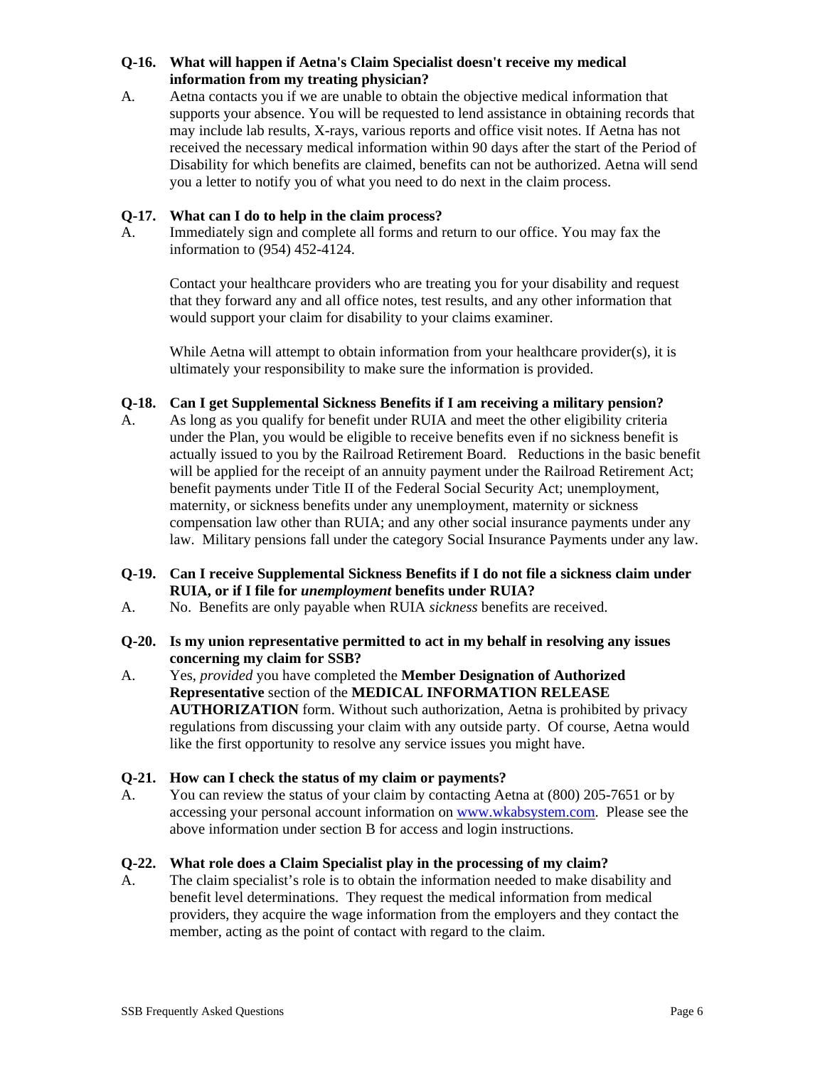**Q-16. What will happen if Aetna's Claim Specialist doesn't receive my medical information from my treating physician?**

A. Aetna contacts you if we are unable to obtain the objective medical information that supports your absence. You will be requested to lend assistance in obtaining records that may include lab results, X-rays, various reports and office visit notes. If Aetna has not received the necessary medical information within 90 days after the start of the Period of Disability for which benefits are claimed, benefits can not be authorized. Aetna will send you a letter to notify you of what you need to do next in the claim process.

**Q-17. What can I do to help in the claim process?**

A. Immediately sign and complete all forms and return to our office. You may fax the information to (954) 452-4124.

Contact your healthcare providers who are treating you for your disability and request that they forward any and all office notes, test results, and any other information that would support your claim for disability to your claims examiner.

While Aetna will attempt to obtain information from your healthcare provider(s), it is ultimately your responsibility to make sure the information is provided.

**Q-18. Can I get Supplemental Sickness Benefits if I am receiving a military pension?**

A. As long as you qualify for benefit under RUIA and meet the other eligibility criteria under the Plan, you would be eligible to receive benefits even if no sickness benefit is actually issued to you by the Railroad Retirement Board. Reductions in the basic benefit will be applied for the receipt of an annuity payment under the Railroad Retirement Act; benefit payments under Title II of the Federal Social Security Act; unemployment, maternity, or sickness benefits under any unemployment, maternity or sickness compensation law other than RUIA; and any other social insurance payments under any law. Military pensions fall under the category Social Insurance Payments under any law.

**Q-19. Can I receive Supplemental Sickness Benefits if I do not file a sickness claim under RUIA, or if I file for *unemployment* benefits under RUIA?**

A. No. Benefits are only payable when RUIA *sickness* benefits are received.

**Q-20. Is my union representative permitted to act in my behalf in resolving any issues concerning my claim for SSB?**

A. Yes, *provided* you have completed the **Member Designation of Authorized Representative** section of the **MEDICAL INFORMATION RELEASE AUTHORIZATION** form. Without such authorization, Aetna is prohibited by privacy regulations from discussing your claim with any outside party. Of course, Aetna would like the first opportunity to resolve any service issues you might have.

**Q-21. How can I check the status of my claim or payments?**

A. You can review the status of your claim by contacting Aetna at (800) 205-7651 or by accessing your personal account information on [www.wkabsystem.com](www.wkabsystem.com). Please see the above information under section B for access and login instructions.

**Q-22. What role does a Claim Specialist play in the processing of my claim?**

A. The claim specialist's role is to obtain the information needed to make disability and benefit level determinations. They request the medical information from medical providers, they acquire the wage information from the employers and they contact the member, acting as the point of contact with regard to the claim.